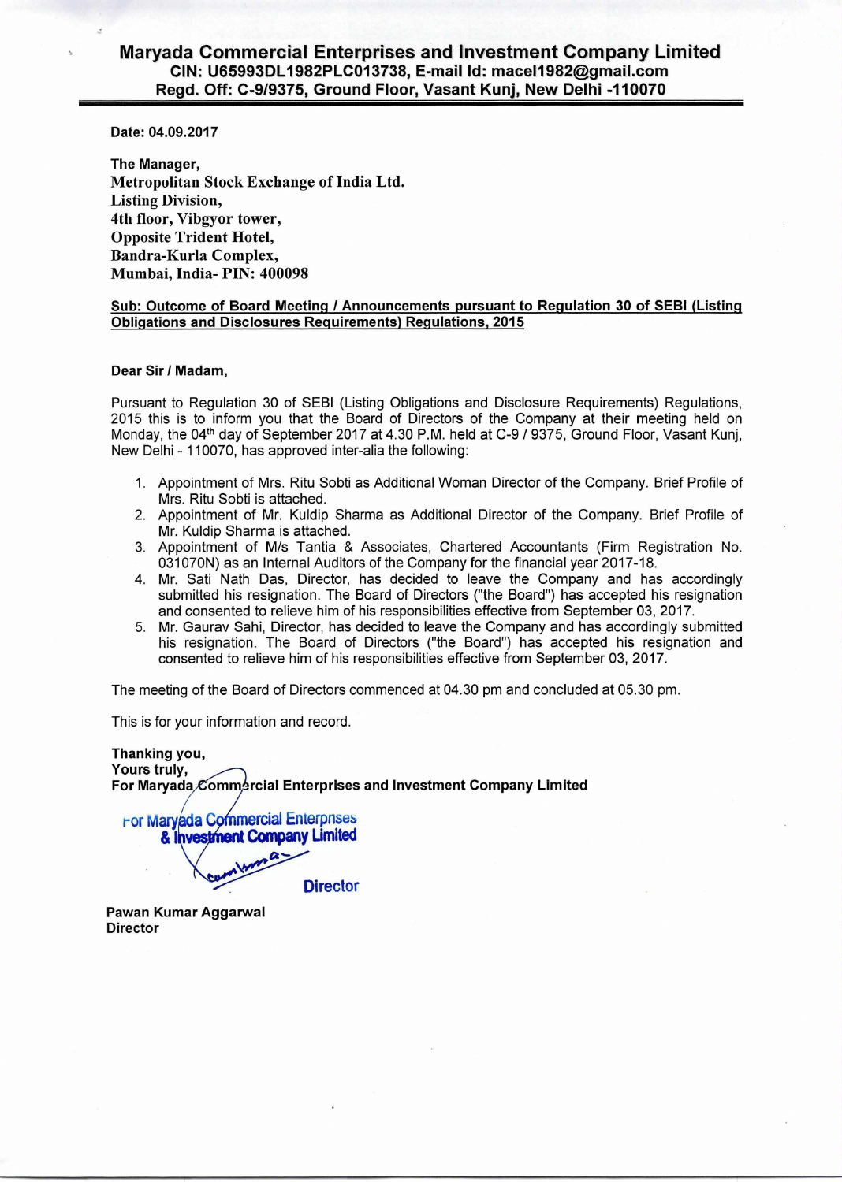# Maryada Commercial Enterprises and Investment Company Limited

**CIN: U65993DL1982PLC013738, E-mail Id: macel1982@gmail.com**

**Regd. Off: C-9/9375, Ground Floor, Vasant Kunj, New Delhi -110070**

**Date: 04.09.2017**

**The Manager,**
**Metropolitan Stock Exchange of India Ltd.**
**Listing Division,**
**4th floor, Vibgyor tower,**
**Opposite Trident Hotel,**
**Bandra-Kurla Complex,**
**Mumbai, India- PIN: 400098**

**Sub: Outcome of Board Meeting / Announcements pursuant to Regulation 30 of SEBI (Listing Obligations and Disclosures Requirements) Regulations, 2015**

**Dear Sir / Madam,**

Pursuant to Regulation 30 of SEBI (Listing Obligations and Disclosure Requirements) Regulations, 2015 this is to inform you that the Board of Directors of the Company at their meeting held on Monday, the 04th day of September 2017 at 4.30 P.M. held at C-9 / 9375, Ground Floor, Vasant Kunj, New Delhi - 110070, has approved inter-alia the following:

1. Appointment of Mrs. Ritu Sobti as Additional Woman Director of the Company. Brief Profile of Mrs. Ritu Sobti is attached.
2. Appointment of Mr. Kuldip Sharma as Additional Director of the Company. Brief Profile of Mr. Kuldip Sharma is attached.
3. Appointment of M/s Tantia & Associates, Chartered Accountants (Firm Registration No. 031070N) as an Internal Auditors of the Company for the financial year 2017-18.
4. Mr. Sati Nath Das, Director, has decided to leave the Company and has accordingly submitted his resignation. The Board of Directors ("the Board") has accepted his resignation and consented to relieve him of his responsibilities effective from September 03, 2017.
5. Mr. Gaurav Sahi, Director, has decided to leave the Company and has accordingly submitted his resignation. The Board of Directors ("the Board") has accepted his resignation and consented to relieve him of his responsibilities effective from September 03, 2017.

The meeting of the Board of Directors commenced at 04.30 pm and concluded at 05.30 pm.

This is for your information and record.

**Thanking you,**
**Yours truly,**
**For Maryada Commercial Enterprises and Investment Company Limited**

For Maryada Commercial Enterprises & Investment Company Limited

Director

**Pawan Kumar Aggarwal**
**Director**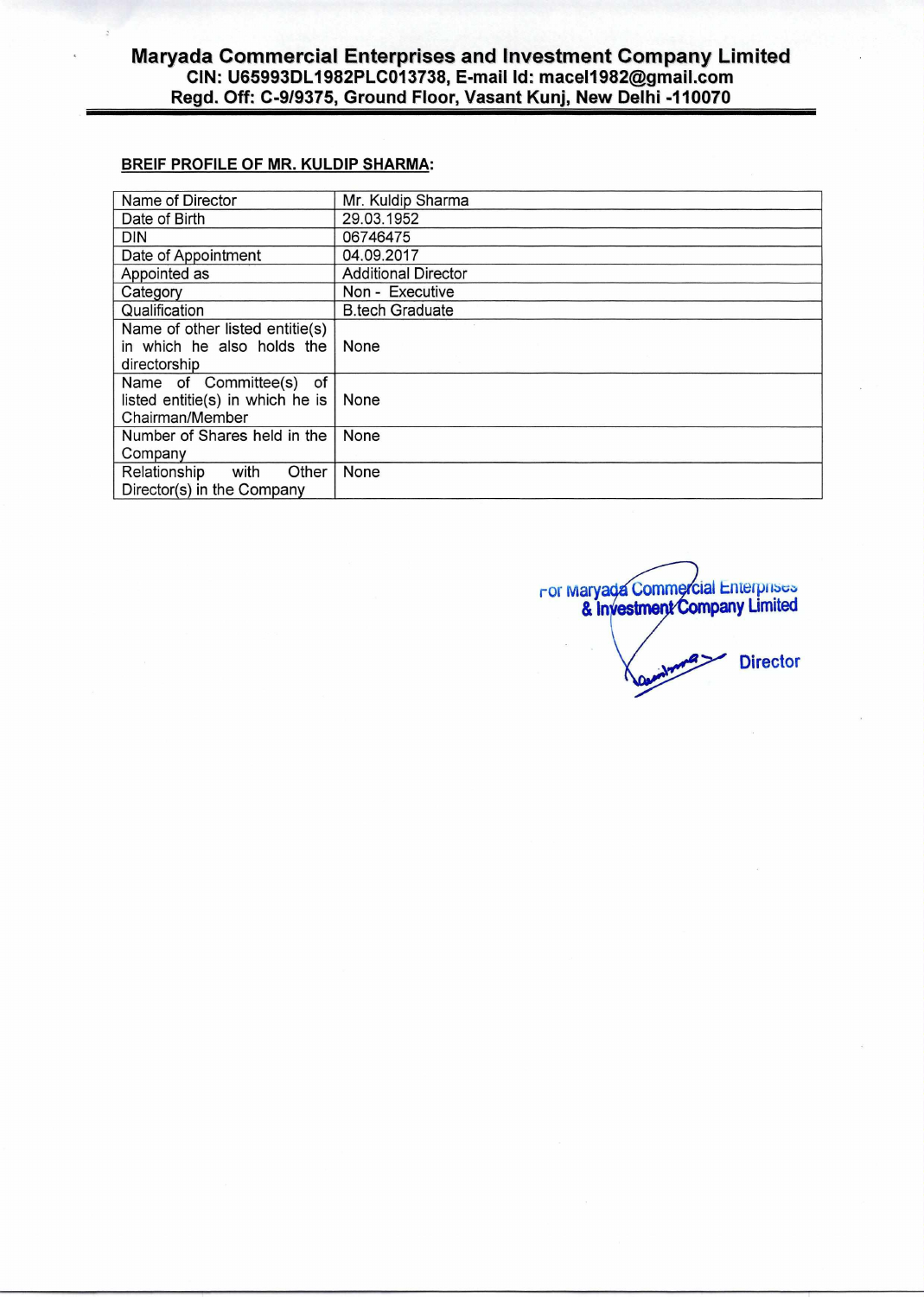# Maryada Commercial Enterprises and Investment Company Limited

**CIN: U65993DL1982PLC013738, E-mail Id: macel1982@gmail.com**

**Regd. Off: C-9/9375, Ground Floor, Vasant Kunj, New Delhi -110070**

---

**BREIF PROFILE OF MR. KULDIP SHARMA:**

| | |
|---|---|
| Name of Director | Mr. Kuldip Sharma |
| Date of Birth | 29.03.1952 |
| DIN | 06746475 |
| Date of Appointment | 04.09.2017 |
| Appointed as | Additional Director |
| Category | Non - Executive |
| Qualification | B.tech Graduate |
| Name of other listed entitie(s) in which he also holds the directorship | None |
| Name of Committee(s) of listed entitie(s) in which he is Chairman/Member | None |
| Number of Shares held in the Company | None |
| Relationship with Other Director(s) in the Company | None |

For Maryada Commercial Enterprises & Investment Company Limited

Director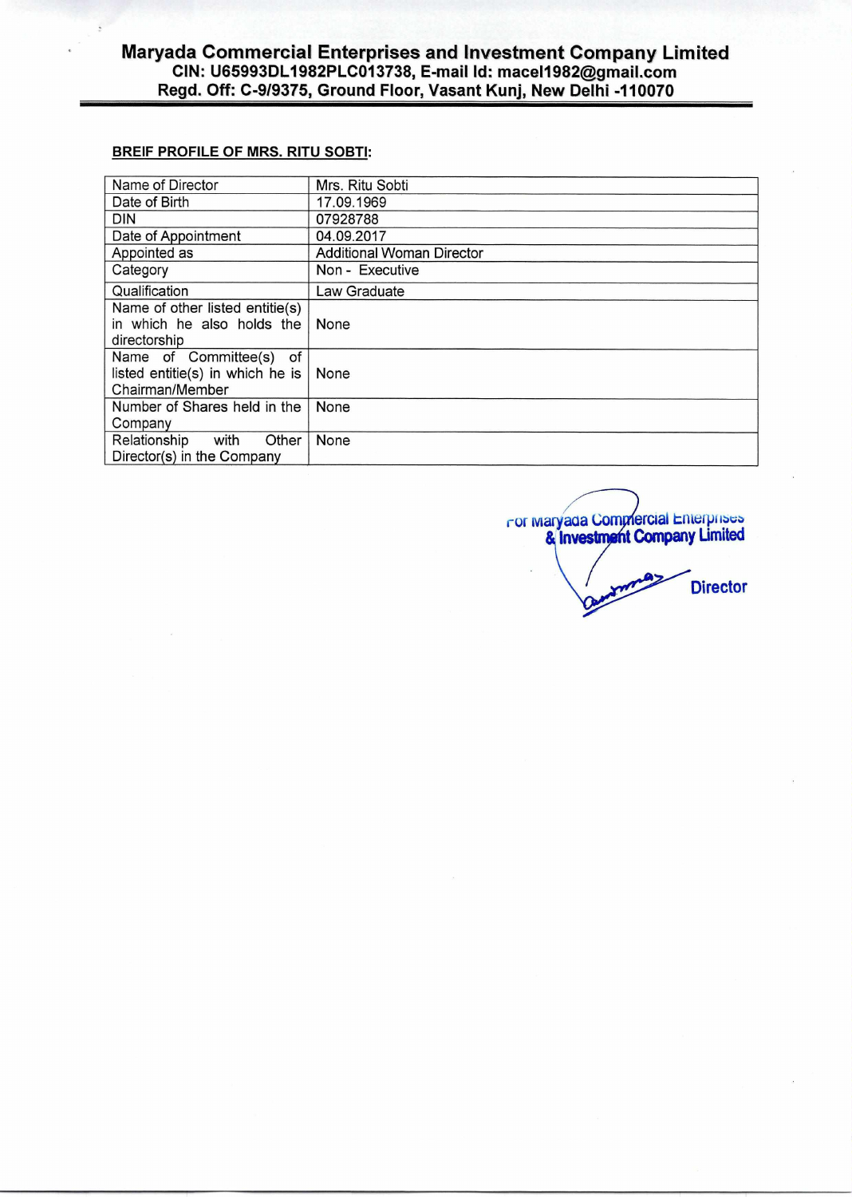# Maryada Commercial Enterprises and Investment Company Limited

**CIN: U65993DL1982PLC013738, E-mail Id: macel1982@gmail.com**

**Regd. Off: C-9/9375, Ground Floor, Vasant Kunj, New Delhi -110070**

**BREIF PROFILE OF MRS. RITU SOBTI:**

| | |
|---|---|
| Name of Director | Mrs. Ritu Sobti |
| Date of Birth | 17.09.1969 |
| DIN | 07928788 |
| Date of Appointment | 04.09.2017 |
| Appointed as | Additional Woman Director |
| Category | Non - Executive |
| Qualification | Law Graduate |
| Name of other listed entitie(s) in which he also holds the directorship | None |
| Name of Committee(s) of listed entitie(s) in which he is Chairman/Member | None |
| Number of Shares held in the Company | None |
| Relationship with Other Director(s) in the Company | None |

For Maryada Commercial Enterprises & Investment Company Limited

Director